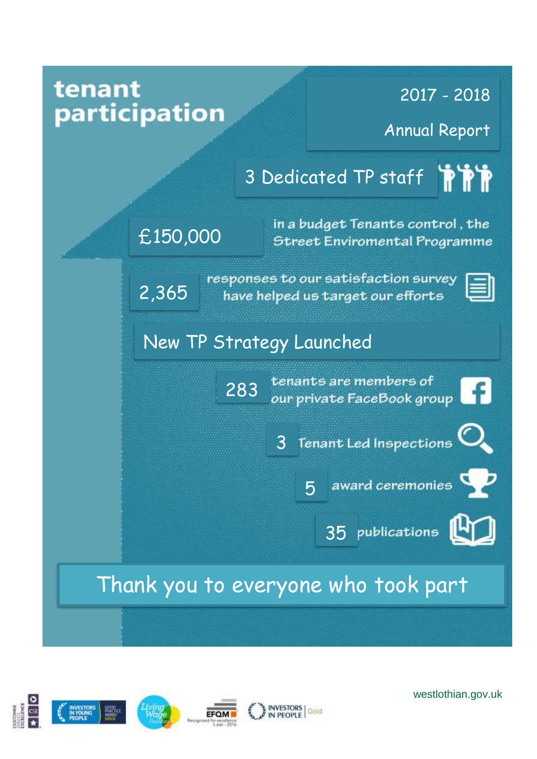# tenant participation

## 2017 - 2018

## Annual Report

3 Dedicated TP staff

£150,000 in a budget Tenants control , the Street Enviromental Programme

2,365 responses to our satisfaction survey have helped us target our efforts

New TP Strategy Launched

283 tenants are members of our private FaceBook group

3 Tenant Led Inspections

5 award ceremonies

35 publications

**Thank you to everyone who took part**

westlothian.gov.uk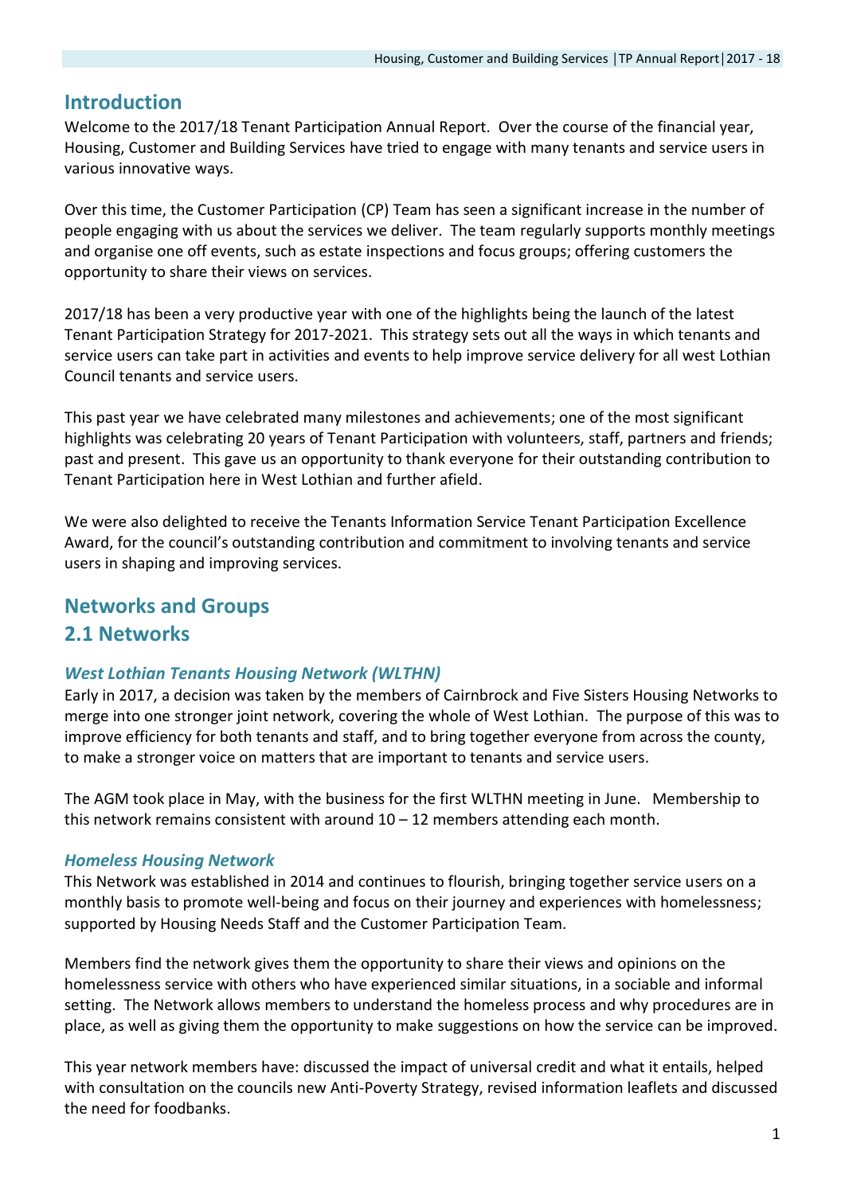## Introduction

Welcome to the 2017/18 Tenant Participation Annual Report. Over the course of the financial year, Housing, Customer and Building Services have tried to engage with many tenants and service users in various innovative ways.

Over this time, the Customer Participation (CP) Team has seen a significant increase in the number of people engaging with us about the services we deliver. The team regularly supports monthly meetings and organise one off events, such as estate inspections and focus groups; offering customers the opportunity to share their views on services.

2017/18 has been a very productive year with one of the highlights being the launch of the latest Tenant Participation Strategy for 2017-2021. This strategy sets out all the ways in which tenants and service users can take part in activities and events to help improve service delivery for all west Lothian Council tenants and service users.

This past year we have celebrated many milestones and achievements; one of the most significant highlights was celebrating 20 years of Tenant Participation with volunteers, staff, partners and friends; past and present. This gave us an opportunity to thank everyone for their outstanding contribution to Tenant Participation here in West Lothian and further afield.

We were also delighted to receive the Tenants Information Service Tenant Participation Excellence Award, for the council's outstanding contribution and commitment to involving tenants and service users in shaping and improving services.

## Networks and Groups

## 2.1 Networks

### *West Lothian Tenants Housing Network (WLTHN)*

Early in 2017, a decision was taken by the members of Cairnbrock and Five Sisters Housing Networks to merge into one stronger joint network, covering the whole of West Lothian. The purpose of this was to improve efficiency for both tenants and staff, and to bring together everyone from across the county, to make a stronger voice on matters that are important to tenants and service users.

The AGM took place in May, with the business for the first WLTHN meeting in June. Membership to this network remains consistent with around 10 – 12 members attending each month.

### *Homeless Housing Network*

This Network was established in 2014 and continues to flourish, bringing together service users on a monthly basis to promote well-being and focus on their journey and experiences with homelessness; supported by Housing Needs Staff and the Customer Participation Team.

Members find the network gives them the opportunity to share their views and opinions on the homelessness service with others who have experienced similar situations, in a sociable and informal setting. The Network allows members to understand the homeless process and why procedures are in place, as well as giving them the opportunity to make suggestions on how the service can be improved.

This year network members have: discussed the impact of universal credit and what it entails, helped with consultation on the councils new Anti-Poverty Strategy, revised information leaflets and discussed the need for foodbanks.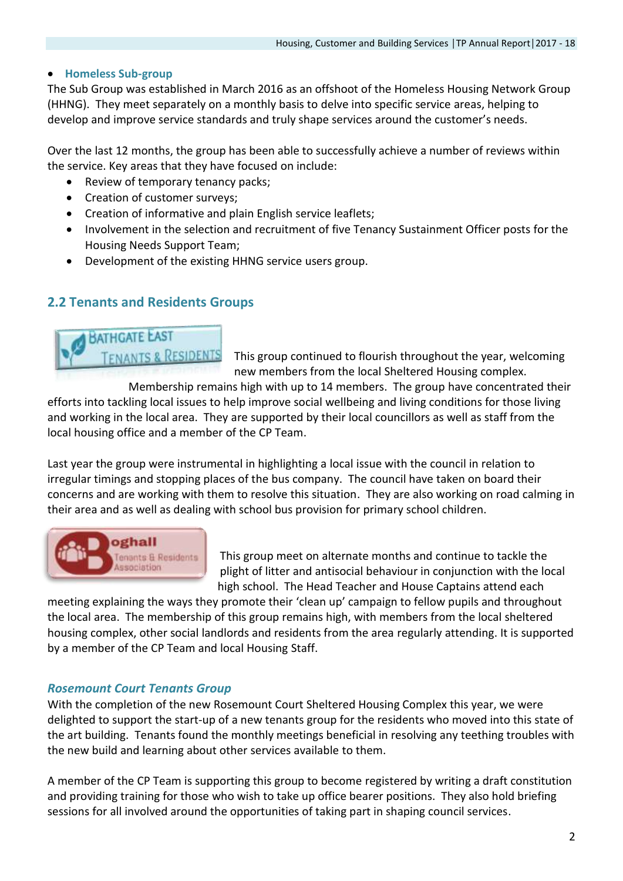- **Homeless Sub-group**

The Sub Group was established in March 2016 as an offshoot of the Homeless Housing Network Group (HHNG). They meet separately on a monthly basis to delve into specific service areas, helping to develop and improve service standards and truly shape services around the customer's needs.

Over the last 12 months, the group has been able to successfully achieve a number of reviews within the service. Key areas that they have focused on include:

- Review of temporary tenancy packs;
- Creation of customer surveys;
- Creation of informative and plain English service leaflets;
- Involvement in the selection and recruitment of five Tenancy Sustainment Officer posts for the Housing Needs Support Team;
- Development of the existing HHNG service users group.

## 2.2 Tenants and Residents Groups

This group continued to flourish throughout the year, welcoming new members from the local Sheltered Housing complex. Membership remains high with up to 14 members. The group have concentrated their efforts into tackling local issues to help improve social wellbeing and living conditions for those living and working in the local area. They are supported by their local councillors as well as staff from the local housing office and a member of the CP Team.

Last year the group were instrumental in highlighting a local issue with the council in relation to irregular timings and stopping places of the bus company. The council have taken on board their concerns and are working with them to resolve this situation. They are also working on road calming in their area and as well as dealing with school bus provision for primary school children.

This group meet on alternate months and continue to tackle the plight of litter and antisocial behaviour in conjunction with the local high school. The Head Teacher and House Captains attend each meeting explaining the ways they promote their 'clean up' campaign to fellow pupils and throughout the local area. The membership of this group remains high, with members from the local sheltered housing complex, other social landlords and residents from the area regularly attending. It is supported by a member of the CP Team and local Housing Staff.

### *Rosemount Court Tenants Group*

With the completion of the new Rosemount Court Sheltered Housing Complex this year, we were delighted to support the start-up of a new tenants group for the residents who moved into this state of the art building. Tenants found the monthly meetings beneficial in resolving any teething troubles with the new build and learning about other services available to them.

A member of the CP Team is supporting this group to become registered by writing a draft constitution and providing training for those who wish to take up office bearer positions. They also hold briefing sessions for all involved around the opportunities of taking part in shaping council services.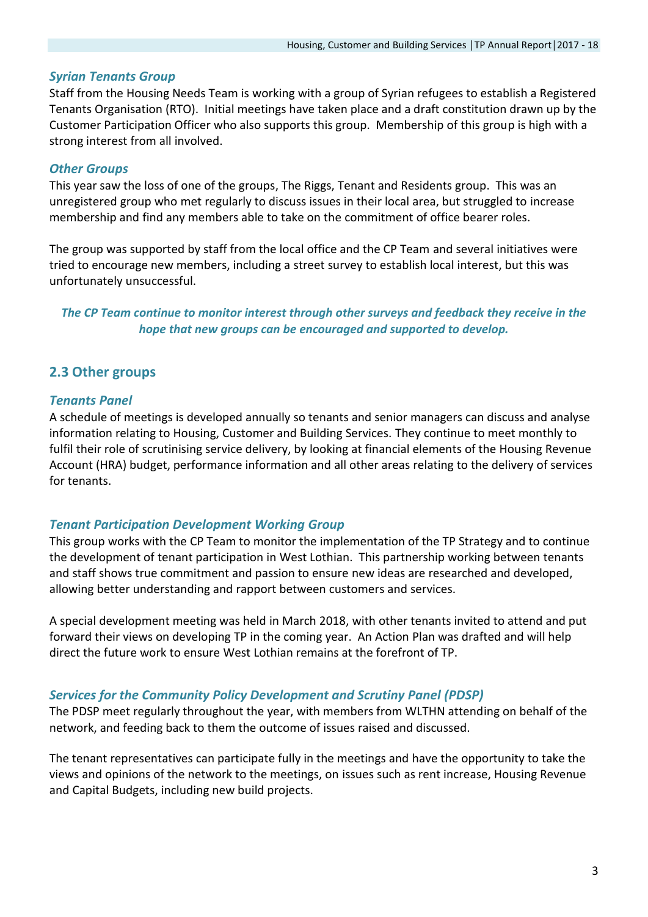### *Syrian Tenants Group*

Staff from the Housing Needs Team is working with a group of Syrian refugees to establish a Registered Tenants Organisation (RTO). Initial meetings have taken place and a draft constitution drawn up by the Customer Participation Officer who also supports this group. Membership of this group is high with a strong interest from all involved.

### *Other Groups*

This year saw the loss of one of the groups, The Riggs, Tenant and Residents group. This was an unregistered group who met regularly to discuss issues in their local area, but struggled to increase membership and find any members able to take on the commitment of office bearer roles.

The group was supported by staff from the local office and the CP Team and several initiatives were tried to encourage new members, including a street survey to establish local interest, but this was unfortunately unsuccessful.

***The CP Team continue to monitor interest through other surveys and feedback they receive in the hope that new groups can be encouraged and supported to develop.***

## 2.3 Other groups

### *Tenants Panel*

A schedule of meetings is developed annually so tenants and senior managers can discuss and analyse information relating to Housing, Customer and Building Services. They continue to meet monthly to fulfil their role of scrutinising service delivery, by looking at financial elements of the Housing Revenue Account (HRA) budget, performance information and all other areas relating to the delivery of services for tenants.

### *Tenant Participation Development Working Group*

This group works with the CP Team to monitor the implementation of the TP Strategy and to continue the development of tenant participation in West Lothian. This partnership working between tenants and staff shows true commitment and passion to ensure new ideas are researched and developed, allowing better understanding and rapport between customers and services.

A special development meeting was held in March 2018, with other tenants invited to attend and put forward their views on developing TP in the coming year. An Action Plan was drafted and will help direct the future work to ensure West Lothian remains at the forefront of TP.

### *Services for the Community Policy Development and Scrutiny Panel (PDSP)*

The PDSP meet regularly throughout the year, with members from WLTHN attending on behalf of the network, and feeding back to them the outcome of issues raised and discussed.

The tenant representatives can participate fully in the meetings and have the opportunity to take the views and opinions of the network to the meetings, on issues such as rent increase, Housing Revenue and Capital Budgets, including new build projects.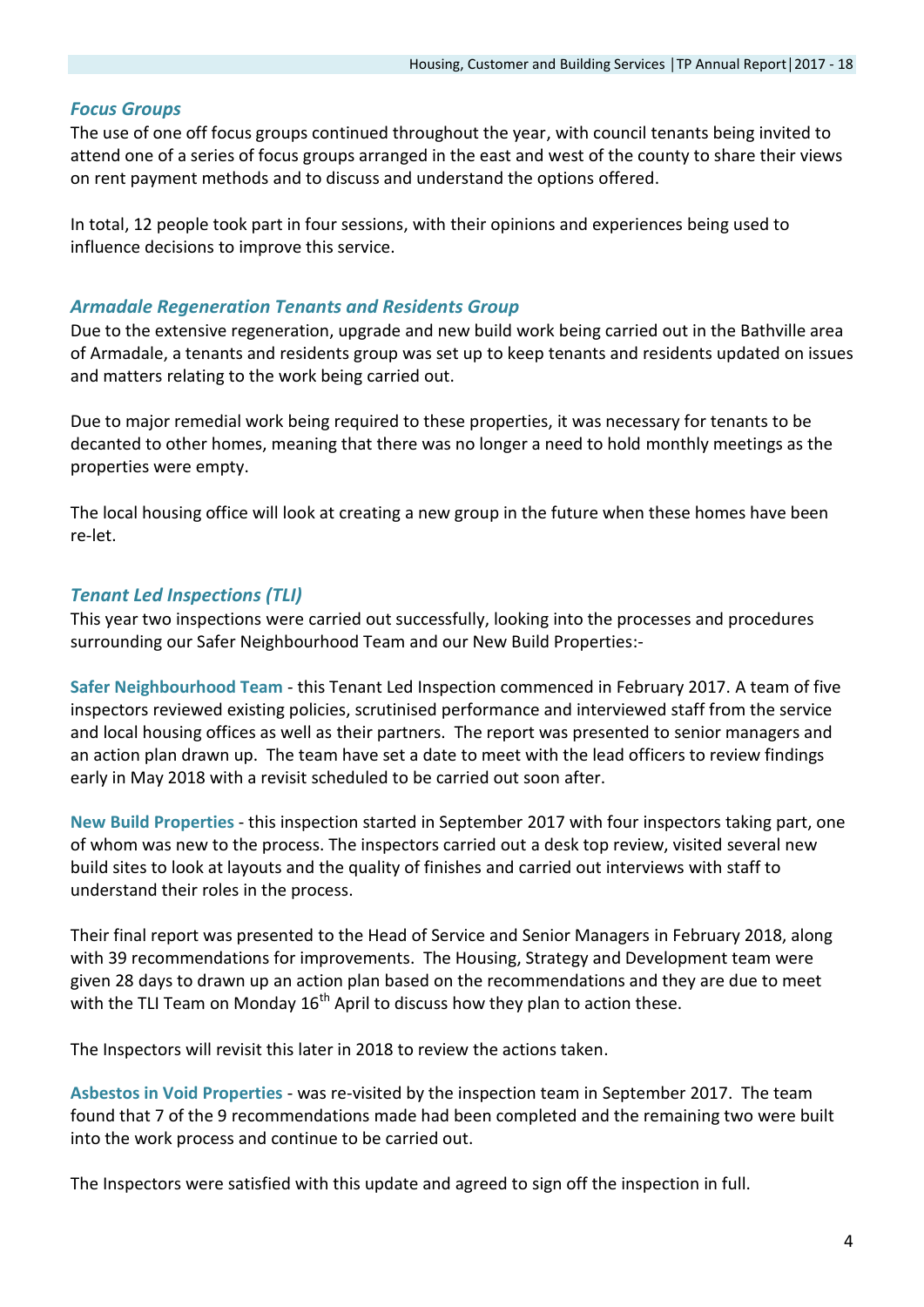### *Focus Groups*

The use of one off focus groups continued throughout the year, with council tenants being invited to attend one of a series of focus groups arranged in the east and west of the county to share their views on rent payment methods and to discuss and understand the options offered.

In total, 12 people took part in four sessions, with their opinions and experiences being used to influence decisions to improve this service.

### *Armadale Regeneration Tenants and Residents Group*

Due to the extensive regeneration, upgrade and new build work being carried out in the Bathville area of Armadale, a tenants and residents group was set up to keep tenants and residents updated on issues and matters relating to the work being carried out.

Due to major remedial work being required to these properties, it was necessary for tenants to be decanted to other homes, meaning that there was no longer a need to hold monthly meetings as the properties were empty.

The local housing office will look at creating a new group in the future when these homes have been re-let.

### *Tenant Led Inspections (TLI)*

This year two inspections were carried out successfully, looking into the processes and procedures surrounding our Safer Neighbourhood Team and our New Build Properties:-

**Safer Neighbourhood Team** - this Tenant Led Inspection commenced in February 2017. A team of five inspectors reviewed existing policies, scrutinised performance and interviewed staff from the service and local housing offices as well as their partners. The report was presented to senior managers and an action plan drawn up. The team have set a date to meet with the lead officers to review findings early in May 2018 with a revisit scheduled to be carried out soon after.

**New Build Properties** - this inspection started in September 2017 with four inspectors taking part, one of whom was new to the process. The inspectors carried out a desk top review, visited several new build sites to look at layouts and the quality of finishes and carried out interviews with staff to understand their roles in the process.

Their final report was presented to the Head of Service and Senior Managers in February 2018, along with 39 recommendations for improvements. The Housing, Strategy and Development team were given 28 days to drawn up an action plan based on the recommendations and they are due to meet with the TLI Team on Monday 16th April to discuss how they plan to action these.

The Inspectors will revisit this later in 2018 to review the actions taken.

**Asbestos in Void Properties** - was re-visited by the inspection team in September 2017. The team found that 7 of the 9 recommendations made had been completed and the remaining two were built into the work process and continue to be carried out.

The Inspectors were satisfied with this update and agreed to sign off the inspection in full.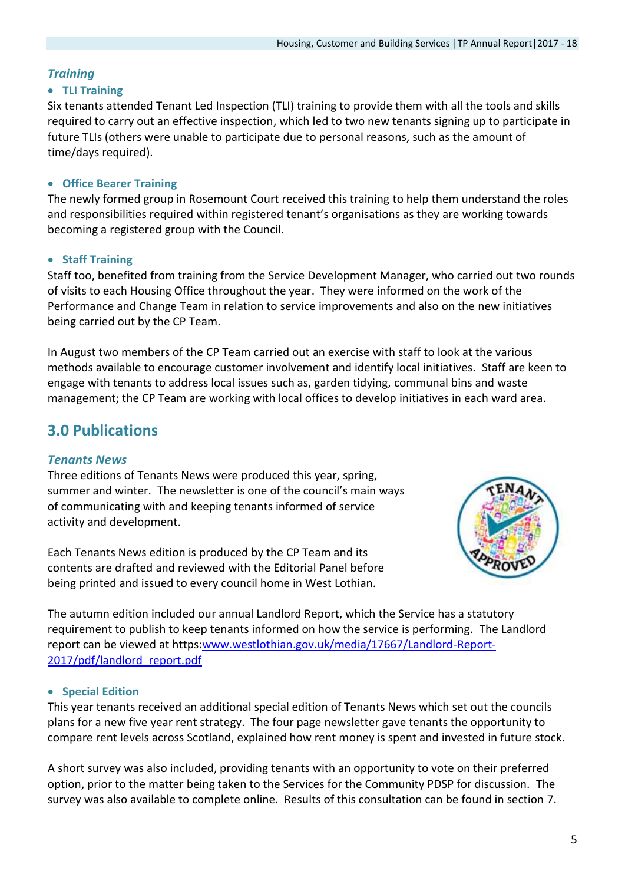### *Training*

- **TLI Training**

Six tenants attended Tenant Led Inspection (TLI) training to provide them with all the tools and skills required to carry out an effective inspection, which led to two new tenants signing up to participate in future TLIs (others were unable to participate due to personal reasons, such as the amount of time/days required).

- **Office Bearer Training**

The newly formed group in Rosemount Court received this training to help them understand the roles and responsibilities required within registered tenant's organisations as they are working towards becoming a registered group with the Council.

- **Staff Training**

Staff too, benefited from training from the Service Development Manager, who carried out two rounds of visits to each Housing Office throughout the year. They were informed on the work of the Performance and Change Team in relation to service improvements and also on the new initiatives being carried out by the CP Team.

In August two members of the CP Team carried out an exercise with staff to look at the various methods available to encourage customer involvement and identify local initiatives. Staff are keen to engage with tenants to address local issues such as, garden tidying, communal bins and waste management; the CP Team are working with local offices to develop initiatives in each ward area.

## 3.0 Publications

### *Tenants News*

Three editions of Tenants News were produced this year, spring, summer and winter. The newsletter is one of the council's main ways of communicating with and keeping tenants informed of service activity and development.

Each Tenants News edition is produced by the CP Team and its contents are drafted and reviewed with the Editorial Panel before being printed and issued to every council home in West Lothian.

The autumn edition included our annual Landlord Report, which the Service has a statutory requirement to publish to keep tenants informed on how the service is performing. The Landlord report can be viewed at https:www.westlothian.gov.uk/media/17667/Landlord-Report-2017/pdf/landlord_report.pdf

- **Special Edition**

This year tenants received an additional special edition of Tenants News which set out the councils plans for a new five year rent strategy. The four page newsletter gave tenants the opportunity to compare rent levels across Scotland, explained how rent money is spent and invested in future stock.

A short survey was also included, providing tenants with an opportunity to vote on their preferred option, prior to the matter being taken to the Services for the Community PDSP for discussion. The survey was also available to complete online. Results of this consultation can be found in section 7.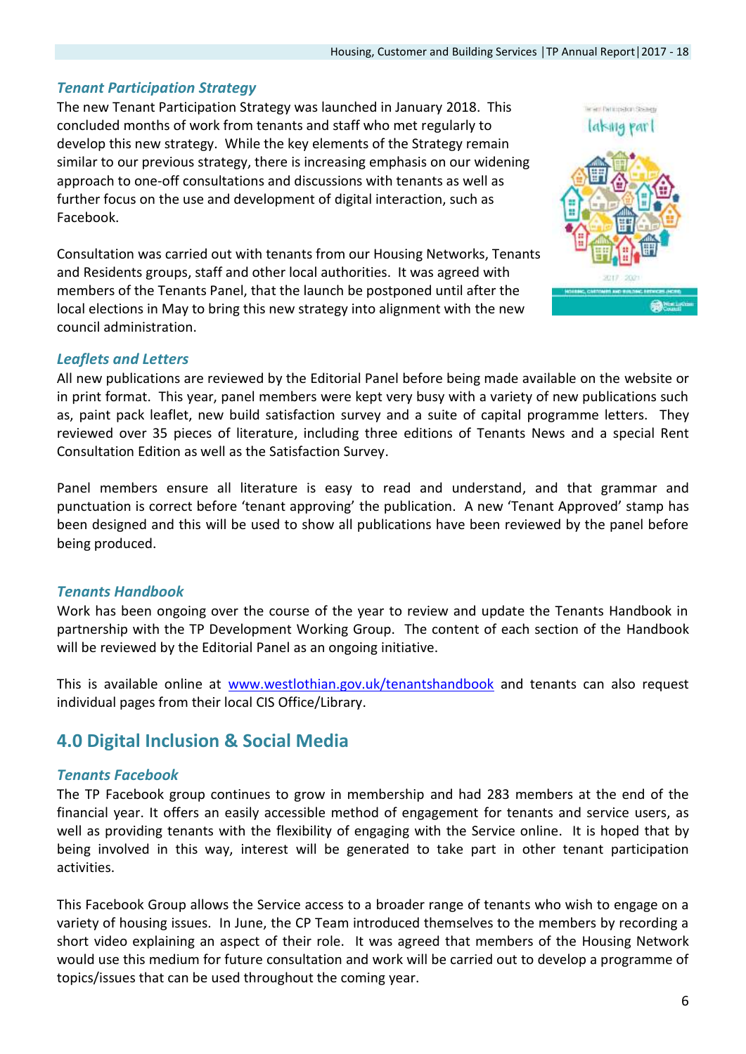### *Tenant Participation Strategy*

The new Tenant Participation Strategy was launched in January 2018. This concluded months of work from tenants and staff who met regularly to develop this new strategy. While the key elements of the Strategy remain similar to our previous strategy, there is increasing emphasis on our widening approach to one-off consultations and discussions with tenants as well as further focus on the use and development of digital interaction, such as Facebook.

Consultation was carried out with tenants from our Housing Networks, Tenants and Residents groups, staff and other local authorities. It was agreed with members of the Tenants Panel, that the launch be postponed until after the local elections in May to bring this new strategy into alignment with the new council administration.

### *Leaflets and Letters*

All new publications are reviewed by the Editorial Panel before being made available on the website or in print format. This year, panel members were kept very busy with a variety of new publications such as, paint pack leaflet, new build satisfaction survey and a suite of capital programme letters. They reviewed over 35 pieces of literature, including three editions of Tenants News and a special Rent Consultation Edition as well as the Satisfaction Survey.

Panel members ensure all literature is easy to read and understand, and that grammar and punctuation is correct before 'tenant approving' the publication. A new 'Tenant Approved' stamp has been designed and this will be used to show all publications have been reviewed by the panel before being produced.

### *Tenants Handbook*

Work has been ongoing over the course of the year to review and update the Tenants Handbook in partnership with the TP Development Working Group. The content of each section of the Handbook will be reviewed by the Editorial Panel as an ongoing initiative.

This is available online at [www.westlothian.gov.uk/tenantshandbook](www.westlothian.gov.uk/tenantshandbook) and tenants can also request individual pages from their local CIS Office/Library.

## 4.0 Digital Inclusion & Social Media

### *Tenants Facebook*

The TP Facebook group continues to grow in membership and had 283 members at the end of the financial year. It offers an easily accessible method of engagement for tenants and service users, as well as providing tenants with the flexibility of engaging with the Service online. It is hoped that by being involved in this way, interest will be generated to take part in other tenant participation activities.

This Facebook Group allows the Service access to a broader range of tenants who wish to engage on a variety of housing issues. In June, the CP Team introduced themselves to the members by recording a short video explaining an aspect of their role. It was agreed that members of the Housing Network would use this medium for future consultation and work will be carried out to develop a programme of topics/issues that can be used throughout the coming year.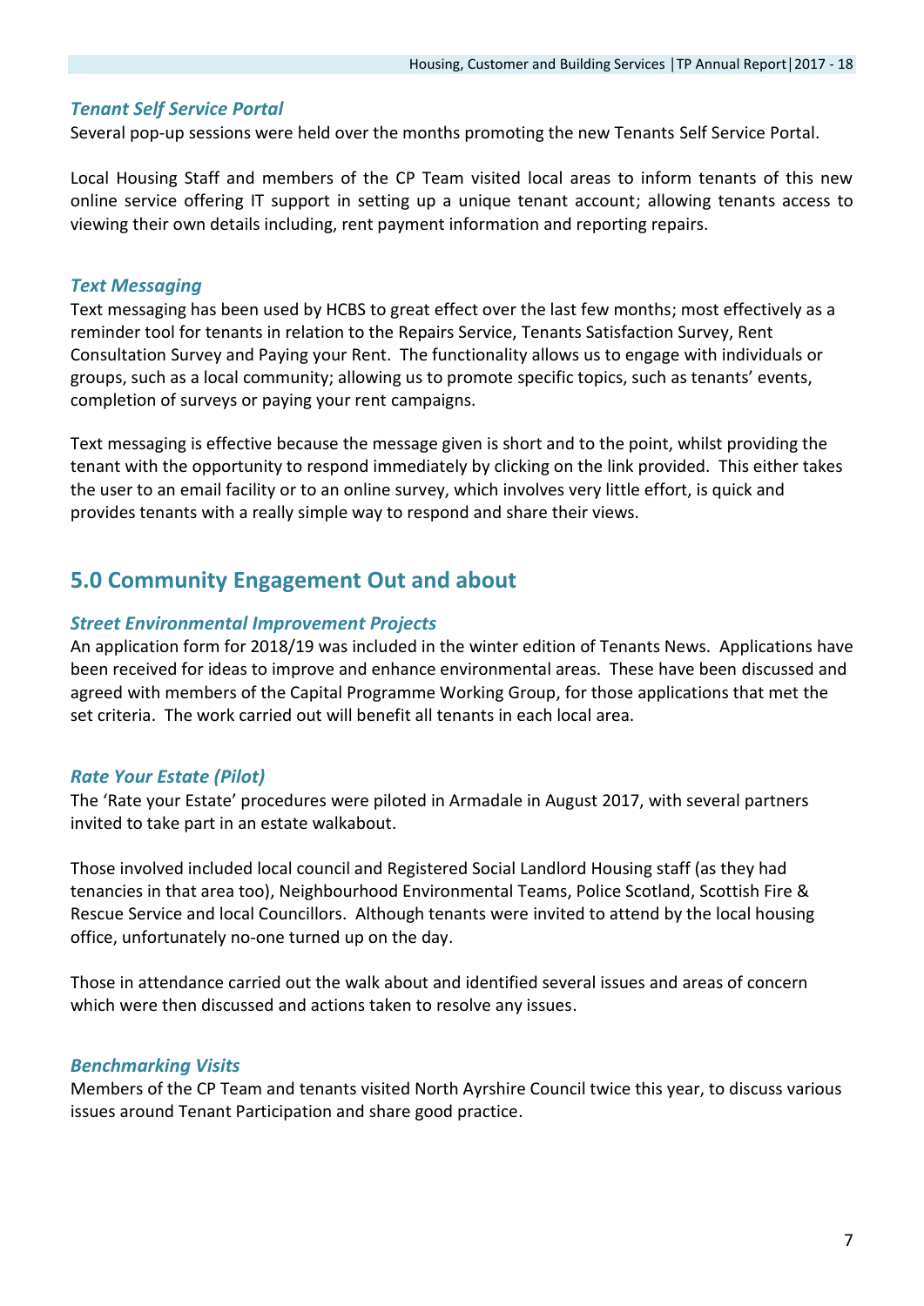### *Tenant Self Service Portal*

Several pop-up sessions were held over the months promoting the new Tenants Self Service Portal.

Local Housing Staff and members of the CP Team visited local areas to inform tenants of this new online service offering IT support in setting up a unique tenant account; allowing tenants access to viewing their own details including, rent payment information and reporting repairs.

### *Text Messaging*

Text messaging has been used by HCBS to great effect over the last few months; most effectively as a reminder tool for tenants in relation to the Repairs Service, Tenants Satisfaction Survey, Rent Consultation Survey and Paying your Rent. The functionality allows us to engage with individuals or groups, such as a local community; allowing us to promote specific topics, such as tenants' events, completion of surveys or paying your rent campaigns.

Text messaging is effective because the message given is short and to the point, whilst providing the tenant with the opportunity to respond immediately by clicking on the link provided. This either takes the user to an email facility or to an online survey, which involves very little effort, is quick and provides tenants with a really simple way to respond and share their views.

## 5.0 Community Engagement Out and about

### *Street Environmental Improvement Projects*

An application form for 2018/19 was included in the winter edition of Tenants News. Applications have been received for ideas to improve and enhance environmental areas. These have been discussed and agreed with members of the Capital Programme Working Group, for those applications that met the set criteria. The work carried out will benefit all tenants in each local area.

### *Rate Your Estate (Pilot)*

The 'Rate your Estate' procedures were piloted in Armadale in August 2017, with several partners invited to take part in an estate walkabout.

Those involved included local council and Registered Social Landlord Housing staff (as they had tenancies in that area too), Neighbourhood Environmental Teams, Police Scotland, Scottish Fire & Rescue Service and local Councillors. Although tenants were invited to attend by the local housing office, unfortunately no-one turned up on the day.

Those in attendance carried out the walk about and identified several issues and areas of concern which were then discussed and actions taken to resolve any issues.

### *Benchmarking Visits*

Members of the CP Team and tenants visited North Ayrshire Council twice this year, to discuss various issues around Tenant Participation and share good practice.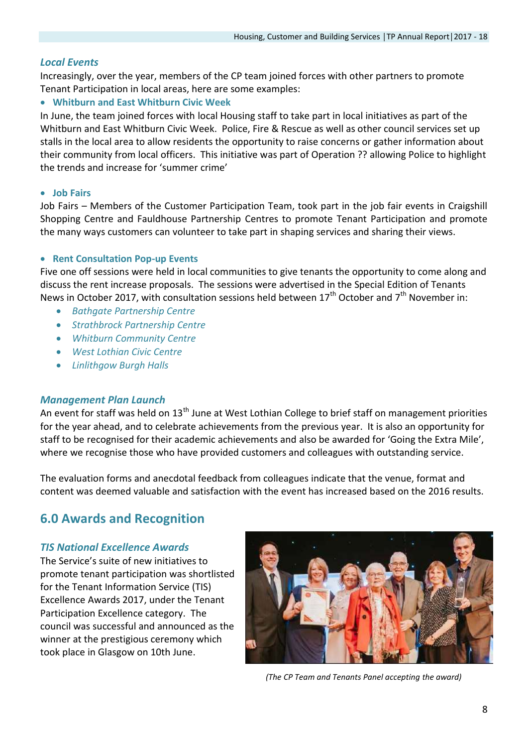### *Local Events*

Increasingly, over the year, members of the CP team joined forces with other partners to promote Tenant Participation in local areas, here are some examples:

- **Whitburn and East Whitburn Civic Week**

In June, the team joined forces with local Housing staff to take part in local initiatives as part of the Whitburn and East Whitburn Civic Week. Police, Fire & Rescue as well as other council services set up stalls in the local area to allow residents the opportunity to raise concerns or gather information about their community from local officers. This initiative was part of Operation ?? allowing Police to highlight the trends and increase for 'summer crime'

- **Job Fairs**

Job Fairs – Members of the Customer Participation Team, took part in the job fair events in Craigshill Shopping Centre and Fauldhouse Partnership Centres to promote Tenant Participation and promote the many ways customers can volunteer to take part in shaping services and sharing their views.

- **Rent Consultation Pop-up Events**

Five one off sessions were held in local communities to give tenants the opportunity to come along and discuss the rent increase proposals. The sessions were advertised in the Special Edition of Tenants News in October 2017, with consultation sessions held between 17th October and 7th November in:

- *Bathgate Partnership Centre*
- *Strathbrock Partnership Centre*
- *Whitburn Community Centre*
- *West Lothian Civic Centre*
- *Linlithgow Burgh Halls*

### *Management Plan Launch*

An event for staff was held on 13th June at West Lothian College to brief staff on management priorities for the year ahead, and to celebrate achievements from the previous year. It is also an opportunity for staff to be recognised for their academic achievements and also be awarded for 'Going the Extra Mile', where we recognise those who have provided customers and colleagues with outstanding service.

The evaluation forms and anecdotal feedback from colleagues indicate that the venue, format and content was deemed valuable and satisfaction with the event has increased based on the 2016 results.

## 6.0 Awards and Recognition

### *TIS National Excellence Awards*

The Service's suite of new initiatives to promote tenant participation was shortlisted for the Tenant Information Service (TIS) Excellence Awards 2017, under the Tenant Participation Excellence category. The council was successful and announced as the winner at the prestigious ceremony which took place in Glasgow on 10th June.

*(The CP Team and Tenants Panel accepting the award)*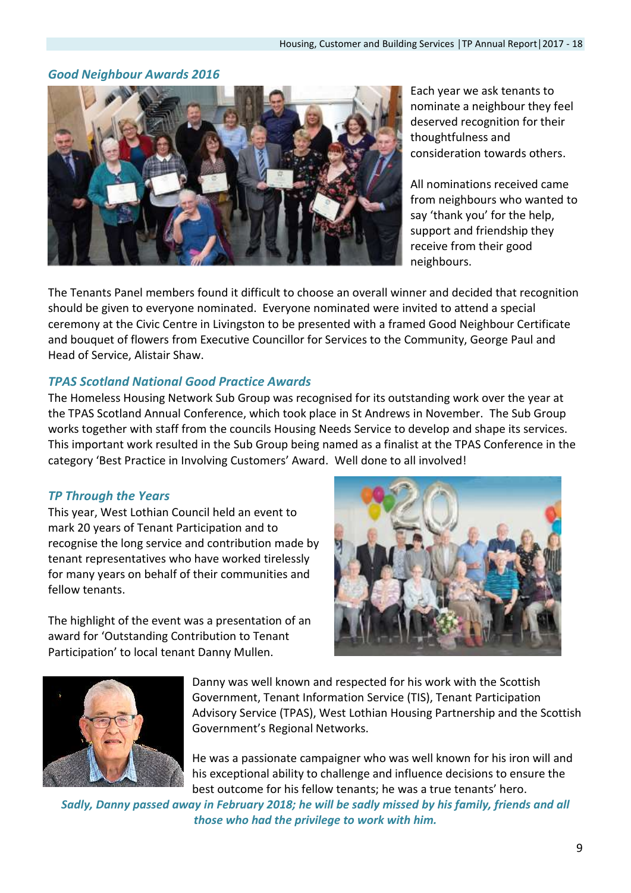### *Good Neighbour Awards 2016*

Each year we ask tenants to nominate a neighbour they feel deserved recognition for their thoughtfulness and consideration towards others.

All nominations received came from neighbours who wanted to say 'thank you' for the help, support and friendship they receive from their good neighbours.

The Tenants Panel members found it difficult to choose an overall winner and decided that recognition should be given to everyone nominated. Everyone nominated were invited to attend a special ceremony at the Civic Centre in Livingston to be presented with a framed Good Neighbour Certificate and bouquet of flowers from Executive Councillor for Services to the Community, George Paul and Head of Service, Alistair Shaw.

### *TPAS Scotland National Good Practice Awards*

The Homeless Housing Network Sub Group was recognised for its outstanding work over the year at the TPAS Scotland Annual Conference, which took place in St Andrews in November. The Sub Group works together with staff from the councils Housing Needs Service to develop and shape its services. This important work resulted in the Sub Group being named as a finalist at the TPAS Conference in the category 'Best Practice in Involving Customers' Award. Well done to all involved!

### *TP Through the Years*

This year, West Lothian Council held an event to mark 20 years of Tenant Participation and to recognise the long service and contribution made by tenant representatives who have worked tirelessly for many years on behalf of their communities and fellow tenants.

The highlight of the event was a presentation of an award for 'Outstanding Contribution to Tenant Participation' to local tenant Danny Mullen.

Danny was well known and respected for his work with the Scottish Government, Tenant Information Service (TIS), Tenant Participation Advisory Service (TPAS), West Lothian Housing Partnership and the Scottish Government's Regional Networks.

He was a passionate campaigner who was well known for his iron will and his exceptional ability to challenge and influence decisions to ensure the best outcome for his fellow tenants; he was a true tenants' hero.

***Sadly, Danny passed away in February 2018; he will be sadly missed by his family, friends and all those who had the privilege to work with him.***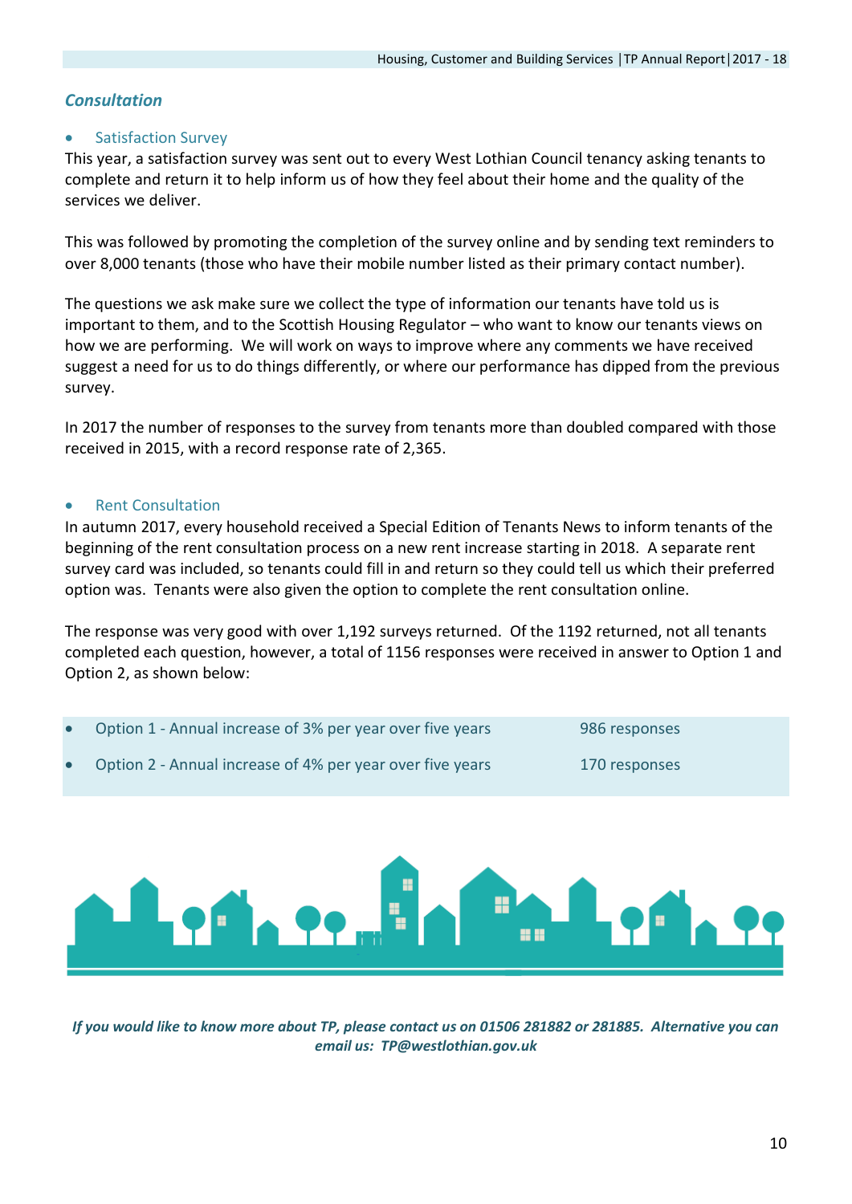## *Consultation*

- Satisfaction Survey

This year, a satisfaction survey was sent out to every West Lothian Council tenancy asking tenants to complete and return it to help inform us of how they feel about their home and the quality of the services we deliver.

This was followed by promoting the completion of the survey online and by sending text reminders to over 8,000 tenants (those who have their mobile number listed as their primary contact number).

The questions we ask make sure we collect the type of information our tenants have told us is important to them, and to the Scottish Housing Regulator – who want to know our tenants views on how we are performing. We will work on ways to improve where any comments we have received suggest a need for us to do things differently, or where our performance has dipped from the previous survey.

In 2017 the number of responses to the survey from tenants more than doubled compared with those received in 2015, with a record response rate of 2,365.

- Rent Consultation

In autumn 2017, every household received a Special Edition of Tenants News to inform tenants of the beginning of the rent consultation process on a new rent increase starting in 2018. A separate rent survey card was included, so tenants could fill in and return so they could tell us which their preferred option was. Tenants were also given the option to complete the rent consultation online.

The response was very good with over 1,192 surveys returned. Of the 1192 returned, not all tenants completed each question, however, a total of 1156 responses were received in answer to Option 1 and Option 2, as shown below:

| | |
|---|---|
| • Option 1 - Annual increase of 3% per year over five years | 986 responses |
| • Option 2 - Annual increase of 4% per year over five years | 170 responses |

***If you would like to know more about TP, please contact us on 01506 281882 or 281885. Alternative you can email us: TP@westlothian.gov.uk***